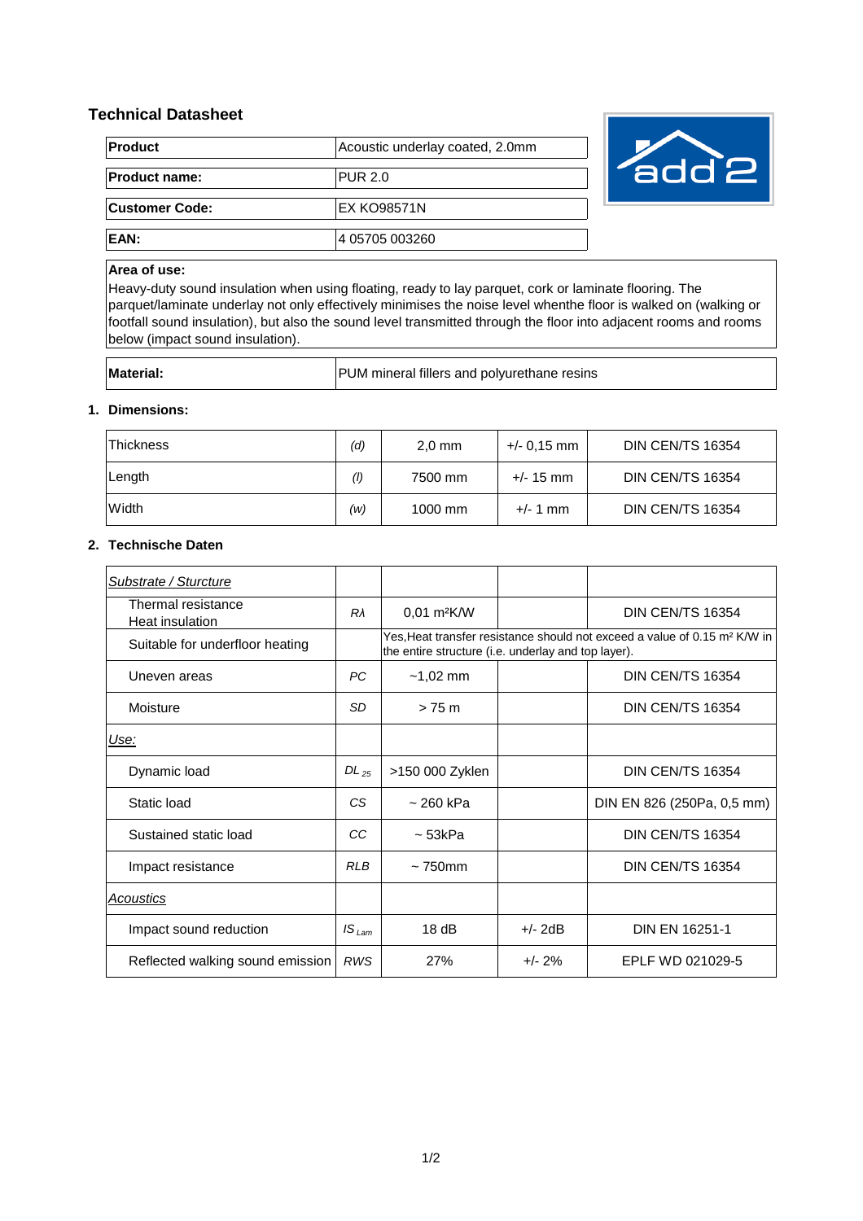# Technical Datasheet

| | |
|---|---|
| **Product** | Acoustic underlay coated, 2.0mm |
| **Product name:** | PUR 2.0 |
| **Customer Code:** | EX KO98571N |
| **EAN:** | 4 05705 003260 |

**Area of use:**
Heavy-duty sound insulation when using floating, ready to lay parquet, cork or laminate flooring. The parquet/laminate underlay not only effectively minimises the noise level whenthe floor is walked on (walking or footfall sound insulation), but also the sound level transmitted through the floor into adjacent rooms and rooms below (impact sound insulation).

| | |
|---|---|
| **Material:** | PUM mineral fillers and polyurethane resins |

## 1. Dimensions:

| | | | | |
|---|---|---|---|---|
| Thickness | *(d)* | 2,0 mm | +/- 0,15 mm | DIN CEN/TS 16354 |
| Length | *(l)* | 7500 mm | +/- 15 mm | DIN CEN/TS 16354 |
| Width | *(w)* | 1000 mm | +/- 1 mm | DIN CEN/TS 16354 |

## 2. Technische Daten

| | | | | |
|---|---|---|---|---|
| *Substrate / Sturcture* | | | | |
| Thermal resistance Heat insulation | *Rλ* | 0,01 m²K/W | | DIN CEN/TS 16354 |
| Suitable for underfloor heating | | Yes,Heat transfer resistance should not exceed a value of 0.15 m² K/W in the entire structure (i.e. underlay and top layer). | | |
| Uneven areas | *PC* | ~1,02 mm | | DIN CEN/TS 16354 |
| Moisture | *SD* | > 75 m | | DIN CEN/TS 16354 |
| *Use:* | | | | |
| Dynamic load | *$DL_{25}$* | >150 000 Zyklen | | DIN CEN/TS 16354 |
| Static load | *CS* | ~ 260 kPa | | DIN EN 826 (250Pa, 0,5 mm) |
| Sustained static load | *CC* | ~ 53kPa | | DIN CEN/TS 16354 |
| Impact resistance | *RLB* | ~ 750mm | | DIN CEN/TS 16354 |
| *Acoustics* | | | | |
| Impact sound reduction | *$IS_{Lam}$* | 18 dB | +/- 2dB | DIN EN 16251-1 |
| Reflected walking sound emission | *RWS* | 27% | +/- 2% | EPLF WD 021029-5 |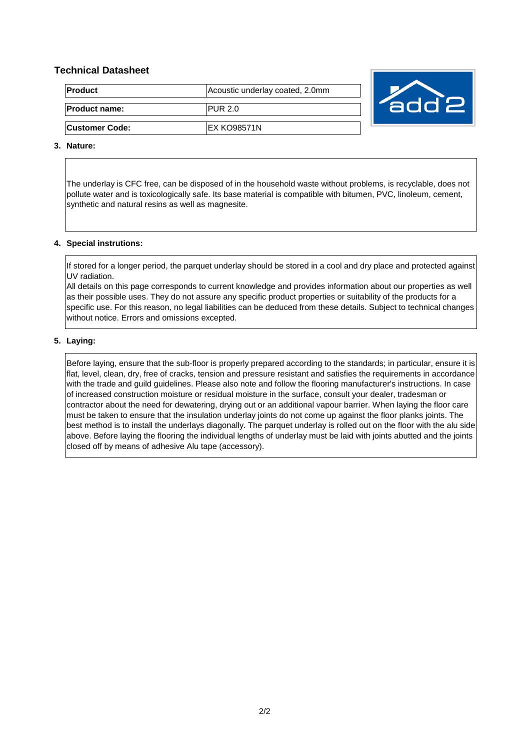**Technical Datasheet**

| | |
|---|---|
| **Product** | Acoustic underlay coated, 2.0mm |
| **Product name:** | PUR 2.0 |
| **Customer Code:** | EX KO98571N |

add2

**3. Nature:**

The underlay is CFC free, can be disposed of in the household waste without problems, is recyclable, does not pollute water and is toxicologically safe. Its base material is compatible with bitumen, PVC, linoleum, cement, synthetic and natural resins as well as magnesite.

**4. Special instrutions:**

If stored for a longer period, the parquet underlay should be stored in a cool and dry place and protected against UV radiation.
All details on this page corresponds to current knowledge and provides information about our properties as well as their possible uses. They do not assure any specific product properties or suitability of the products for a specific use. For this reason, no legal liabilities can be deduced from these details. Subject to technical changes without notice. Errors and omissions excepted.

**5. Laying:**

Before laying, ensure that the sub-floor is properly prepared according to the standards; in particular, ensure it is flat, level, clean, dry, free of cracks, tension and pressure resistant and satisfies the requirements in accordance with the trade and guild guidelines. Please also note and follow the flooring manufacturer's instructions. In case of increased construction moisture or residual moisture in the surface, consult your dealer, tradesman or contractor about the need for dewatering, drying out or an additional vapour barrier. When laying the floor care must be taken to ensure that the insulation underlay joints do not come up against the floor planks joints. The best method is to install the underlays diagonally. The parquet underlay is rolled out on the floor with the alu side above. Before laying the flooring the individual lengths of underlay must be laid with joints abutted and the joints closed off by means of adhesive Alu tape (accessory).